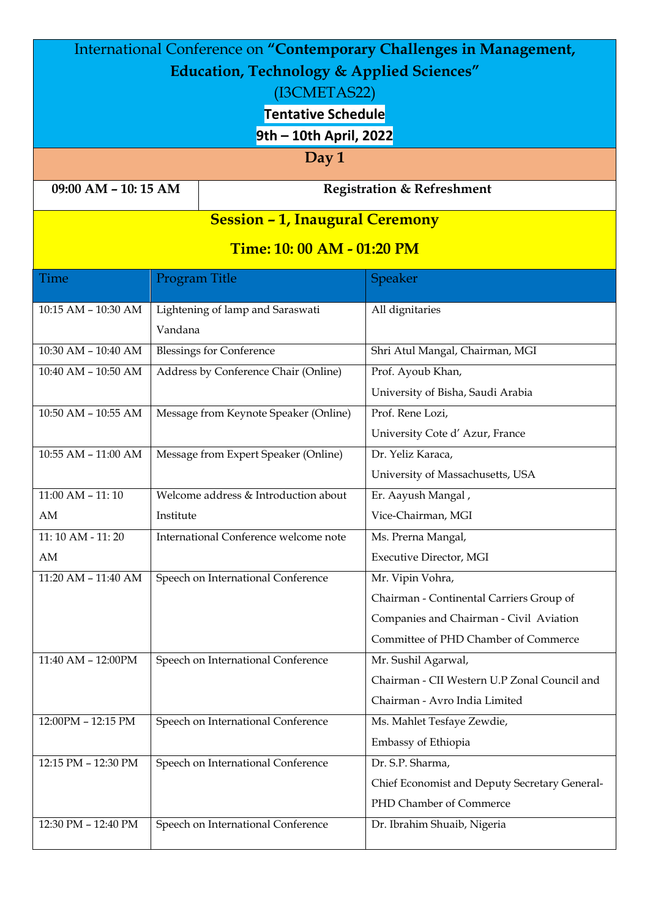# International Conference on **"Contemporary Challenges in Management, Education, Technology & Applied Sciences"**

(I3CMETAS22)

**Tentative Schedule**

**9th – 10th April, 2022**

## Day 1

| 09:00 AM – 10: 15 AM | Registration & Refreshment |
|---|---|

### Session – 1, Inaugural Ceremony

**Time: 10: 00 AM - 01:20 PM**

| Time | Program Title | Speaker |
|---|---|---|
| 10:15 AM – 10:30 AM | Lightening of lamp and Saraswati Vandana | All dignitaries |
| 10:30 AM – 10:40 AM | Blessings for Conference | Shri Atul Mangal, Chairman, MGI |
| 10:40 AM – 10:50 AM | Address by Conference Chair (Online) | Prof. Ayoub Khan, University of Bisha, Saudi Arabia |
| 10:50 AM – 10:55 AM | Message from Keynote Speaker (Online) | Prof. Rene Lozi, University Cote d' Azur, France |
| 10:55 AM – 11:00 AM | Message from Expert Speaker (Online) | Dr. Yeliz Karaca, University of Massachusetts, USA |
| 11:00 AM – 11: 10 AM | Welcome address & Introduction about Institute | Er. Aayush Mangal , Vice-Chairman, MGI |
| 11: 10 AM - 11: 20 AM | International Conference welcome note | Ms. Prerna Mangal, Executive Director, MGI |
| 11:20 AM – 11:40 AM | Speech on International Conference | Mr. Vipin Vohra, Chairman - Continental Carriers Group of Companies and Chairman - Civil Aviation Committee of PHD Chamber of Commerce |
| 11:40 AM – 12:00PM | Speech on International Conference | Mr. Sushil Agarwal, Chairman - CII Western U.P Zonal Council and Chairman - Avro India Limited |
| 12:00PM – 12:15 PM | Speech on International Conference | Ms. Mahlet Tesfaye Zewdie, Embassy of Ethiopia |
| 12:15 PM – 12:30 PM | Speech on International Conference | Dr. S.P. Sharma, Chief Economist and Deputy Secretary General-PHD Chamber of Commerce |
| 12:30 PM – 12:40 PM | Speech on International Conference | Dr. Ibrahim Shuaib, Nigeria |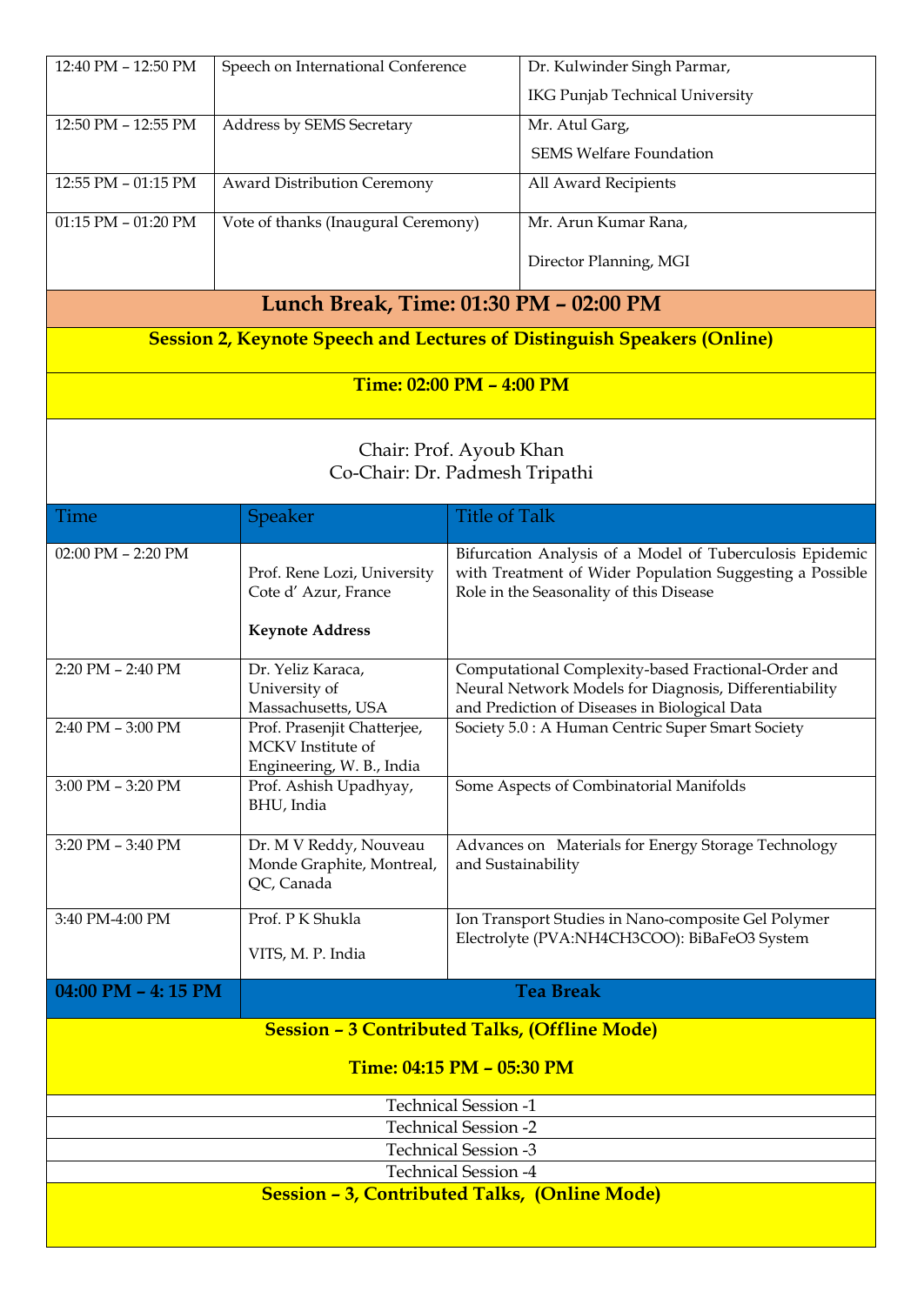| 12:40 PM – 12:50 PM | Speech on International Conference | Dr. Kulwinder Singh Parmar, IKG Punjab Technical University |
|---|---|---|
| 12:50 PM – 12:55 PM | Address by SEMS Secretary | Mr. Atul Garg, SEMS Welfare Foundation |
| 12:55 PM – 01:15 PM | Award Distribution Ceremony | All Award Recipients |
| 01:15 PM – 01:20 PM | Vote of thanks (Inaugural Ceremony) | Mr. Arun Kumar Rana, Director Planning, MGI |

## Lunch Break, Time: 01:30 PM – 02:00 PM

### Session 2, Keynote Speech and Lectures of Distinguish Speakers (Online)

**Time: 02:00 PM – 4:00 PM**

Chair: Prof. Ayoub Khan
Co-Chair: Dr. Padmesh Tripathi

| Time | Speaker | Title of Talk |
|---|---|---|
| 02:00 PM – 2:20 PM | Prof. Rene Lozi, University Cote d' Azur, France **Keynote Address** | Bifurcation Analysis of a Model of Tuberculosis Epidemic with Treatment of Wider Population Suggesting a Possible Role in the Seasonality of this Disease |
| 2:20 PM – 2:40 PM | Dr. Yeliz Karaca, University of Massachusetts, USA | Computational Complexity-based Fractional-Order and Neural Network Models for Diagnosis, Differentiability and Prediction of Diseases in Biological Data |
| 2:40 PM – 3:00 PM | Prof. Prasenjit Chatterjee, MCKV Institute of Engineering, W. B., India | Society 5.0 : A Human Centric Super Smart Society |
| 3:00 PM – 3:20 PM | Prof. Ashish Upadhyay, BHU, India | Some Aspects of Combinatorial Manifolds |
| 3:20 PM – 3:40 PM | Dr. M V Reddy, Nouveau Monde Graphite, Montreal, QC, Canada | Advances on Materials for Energy Storage Technology and Sustainability |
| 3:40 PM-4:00 PM | Prof. P K Shukla VITS, M. P. India | Ion Transport Studies in Nano-composite Gel Polymer Electrolyte (PVA:$NH_4CH_3COO$): $BiBaFeO_3$ System |
| **04:00 PM – 4: 15 PM** | **Tea Break** | |

### Session – 3 Contributed Talks, (Offline Mode)

**Time: 04:15 PM – 05:30 PM**

Technical Session -1

Technical Session -2

Technical Session -3

Technical Session -4

### Session – 3, Contributed Talks, (Online Mode)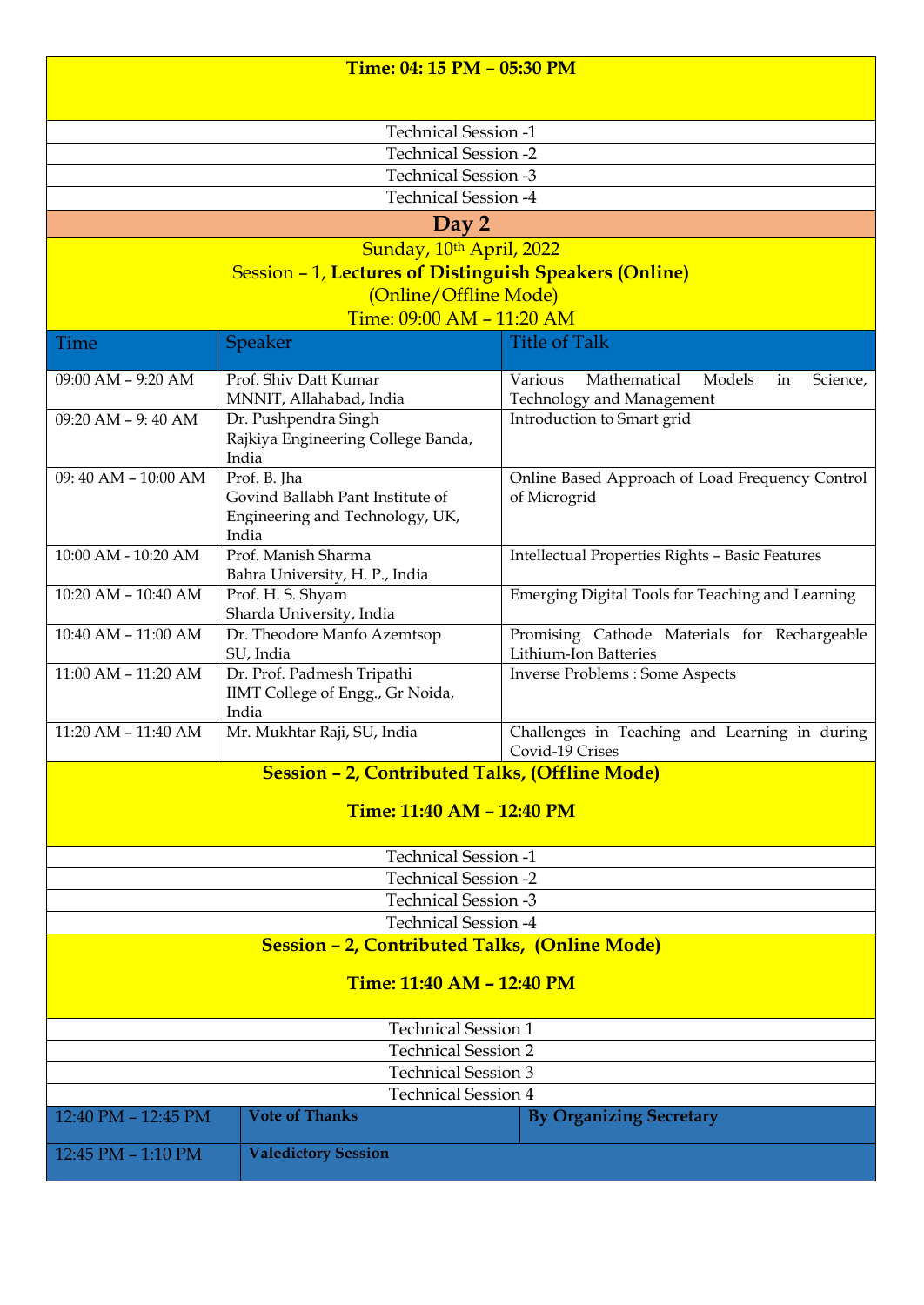**Time: 04: 15 PM – 05:30 PM**

Technical Session -1

Technical Session -2

Technical Session -3

Technical Session -4

## Day 2

Sunday, 10th April, 2022

Session – 1, **Lectures of Distinguish Speakers (Online)**

(Online/Offline Mode)

Time: 09:00 AM – 11:20 AM

| Time | Speaker | Title of Talk |
|---|---|---|
| 09:00 AM – 9:20 AM | Prof. Shiv Datt Kumar<br>MNNIT, Allahabad, India | Various Mathematical Models in Science, Technology and Management |
| 09:20 AM – 9: 40 AM | Dr. Pushpendra Singh<br>Rajkiya Engineering College Banda, India | Introduction to Smart grid |
| 09: 40 AM – 10:00 AM | Prof. B. Jha<br>Govind Ballabh Pant Institute of Engineering and Technology, UK, India | Online Based Approach of Load Frequency Control of Microgrid |
| 10:00 AM - 10:20 AM | Prof. Manish Sharma<br>Bahra University, H. P., India | Intellectual Properties Rights – Basic Features |
| 10:20 AM – 10:40 AM | Prof. H. S. Shyam<br>Sharda University, India | Emerging Digital Tools for Teaching and Learning |
| 10:40 AM – 11:00 AM | Dr. Theodore Manfo Azemtsop<br>SU, India | Promising Cathode Materials for Rechargeable Lithium-Ion Batteries |
| 11:00 AM – 11:20 AM | Dr. Prof. Padmesh Tripathi<br>IIMT College of Engg., Gr Noida, India | Inverse Problems : Some Aspects |
| 11:20 AM – 11:40 AM | Mr. Mukhtar Raji, SU, India | Challenges in Teaching and Learning in during Covid-19 Crises |

**Session – 2, Contributed Talks, (Offline Mode)**

**Time: 11:40 AM – 12:40 PM**

Technical Session -1

Technical Session -2

Technical Session -3

Technical Session -4

**Session – 2, Contributed Talks, (Online Mode)**

**Time: 11:40 AM – 12:40 PM**

Technical Session 1

Technical Session 2

Technical Session 3

Technical Session 4

| | | |
|---|---|---|
| 12:40 PM – 12:45 PM | **Vote of Thanks** | **By Organizing Secretary** |
| 12:45 PM – 1:10 PM | **Valedictory Session** | |